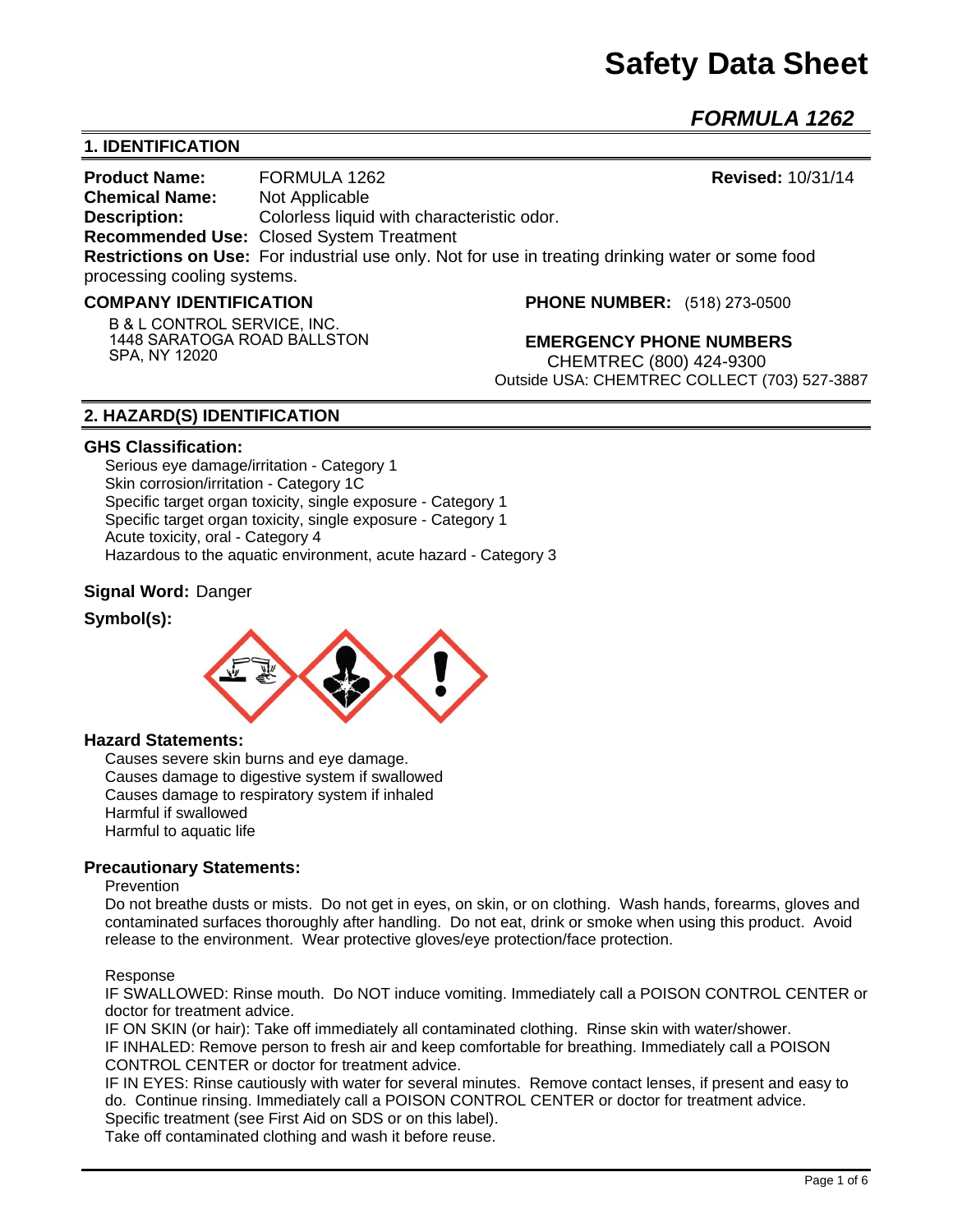# Safety Data Sheet

## *FORMULA 1262*

## 1. IDENTIFICATION

**Product Name:** FORMULA 1262 **Revised:** 10/31/14
**Chemical Name:** Not Applicable
**Description:** Colorless liquid with characteristic odor.
**Recommended Use:** Closed System Treatment
**Restrictions on Use:** For industrial use only. Not for use in treating drinking water or some food processing cooling systems.

**COMPANY IDENTIFICATION**

B & L CONTROL SERVICE, INC.
1448 SARATOGA ROAD BALLSTON SPA, NY 12020

**PHONE NUMBER:** (518) 273-0500

**EMERGENCY PHONE NUMBERS**

CHEMTREC (800) 424-9300
Outside USA: CHEMTREC COLLECT (703) 527-3887

## 2. HAZARD(S) IDENTIFICATION

### GHS Classification:

Serious eye damage/irritation - Category 1
Skin corrosion/irritation - Category 1C
Specific target organ toxicity, single exposure - Category 1
Specific target organ toxicity, single exposure - Category 1
Acute toxicity, oral - Category 4
Hazardous to the aquatic environment, acute hazard - Category 3

**Signal Word:** Danger

**Symbol(s):**

### Hazard Statements:

Causes severe skin burns and eye damage.
Causes damage to digestive system if swallowed
Causes damage to respiratory system if inhaled
Harmful if swallowed
Harmful to aquatic life

### Precautionary Statements:

Prevention

Do not breathe dusts or mists. Do not get in eyes, on skin, or on clothing. Wash hands, forearms, gloves and contaminated surfaces thoroughly after handling. Do not eat, drink or smoke when using this product. Avoid release to the environment. Wear protective gloves/eye protection/face protection.

Response

IF SWALLOWED: Rinse mouth. Do NOT induce vomiting. Immediately call a POISON CONTROL CENTER or doctor for treatment advice.
IF ON SKIN (or hair): Take off immediately all contaminated clothing. Rinse skin with water/shower.
IF INHALED: Remove person to fresh air and keep comfortable for breathing. Immediately call a POISON CONTROL CENTER or doctor for treatment advice.
IF IN EYES: Rinse cautiously with water for several minutes. Remove contact lenses, if present and easy to do. Continue rinsing. Immediately call a POISON CONTROL CENTER or doctor for treatment advice.
Specific treatment (see First Aid on SDS or on this label).
Take off contaminated clothing and wash it before reuse.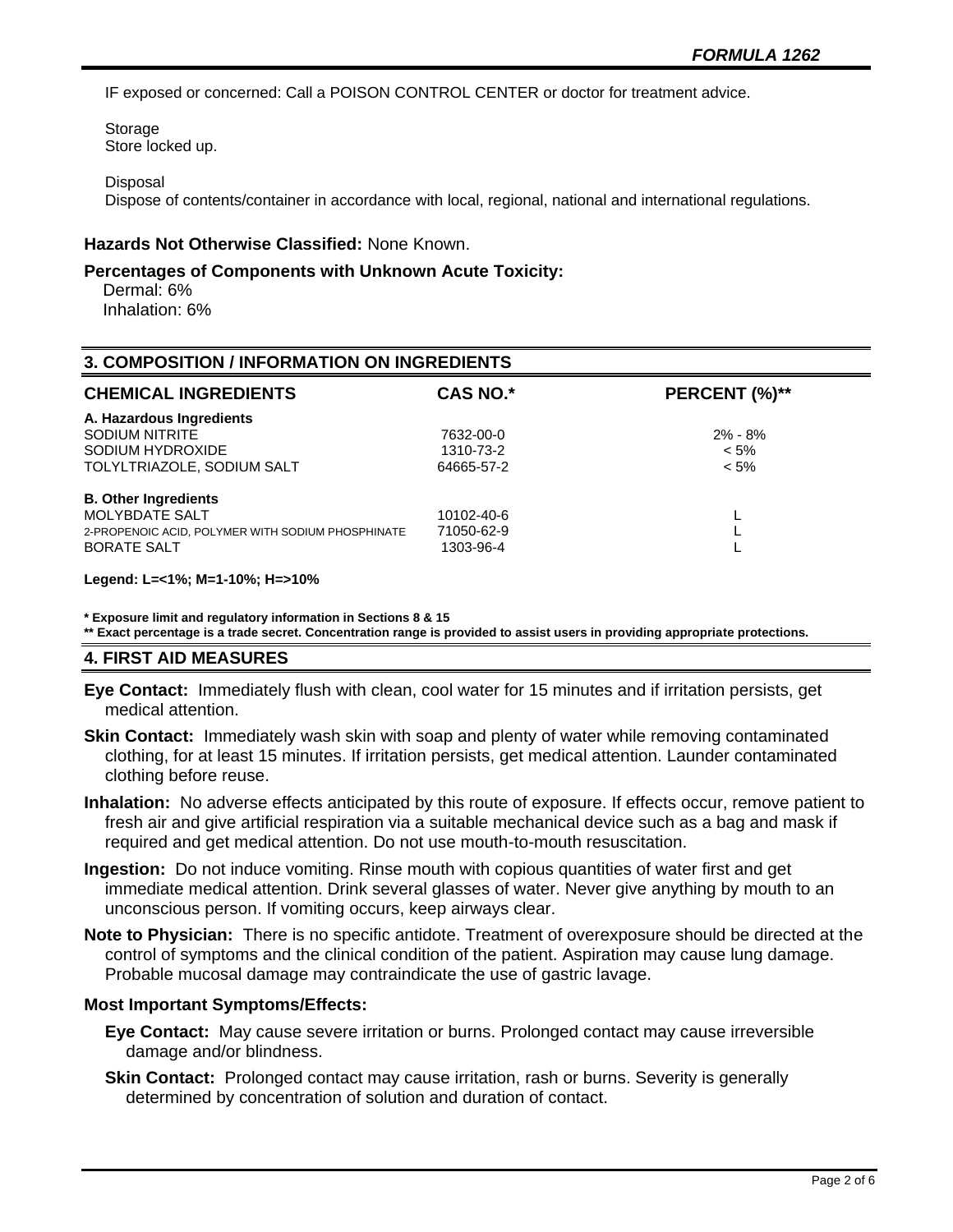IF exposed or concerned: Call a POISON CONTROL CENTER or doctor for treatment advice.

Storage
Store locked up.

Disposal
Dispose of contents/container in accordance with local, regional, national and international regulations.

**Hazards Not Otherwise Classified:** None Known.

**Percentages of Components with Unknown Acute Toxicity:**
Dermal: 6%
Inhalation: 6%

## 3. COMPOSITION / INFORMATION ON INGREDIENTS

| CHEMICAL INGREDIENTS | CAS NO.* | PERCENT (%)** |
|---|---|---|
| **A. Hazardous Ingredients** | | |
| SODIUM NITRITE | 7632-00-0 | 2% - 8% |
| SODIUM HYDROXIDE | 1310-73-2 | < 5% |
| TOLYLTRIAZOLE, SODIUM SALT | 64665-57-2 | < 5% |
| **B. Other Ingredients** | | |
| MOLYBDATE SALT | 10102-40-6 | L |
| 2-PROPENOIC ACID, POLYMER WITH SODIUM PHOSPHINATE | 71050-62-9 | L |
| BORATE SALT | 1303-96-4 | L |

**Legend: L=<1%; M=1-10%; H=>10%**

**\* Exposure limit and regulatory information in Sections 8 & 15**
**\*\* Exact percentage is a trade secret. Concentration range is provided to assist users in providing appropriate protections.**

## 4. FIRST AID MEASURES

**Eye Contact:** Immediately flush with clean, cool water for 15 minutes and if irritation persists, get medical attention.

**Skin Contact:** Immediately wash skin with soap and plenty of water while removing contaminated clothing, for at least 15 minutes. If irritation persists, get medical attention. Launder contaminated clothing before reuse.

**Inhalation:** No adverse effects anticipated by this route of exposure. If effects occur, remove patient to fresh air and give artificial respiration via a suitable mechanical device such as a bag and mask if required and get medical attention. Do not use mouth-to-mouth resuscitation.

**Ingestion:** Do not induce vomiting. Rinse mouth with copious quantities of water first and get immediate medical attention. Drink several glasses of water. Never give anything by mouth to an unconscious person. If vomiting occurs, keep airways clear.

**Note to Physician:** There is no specific antidote. Treatment of overexposure should be directed at the control of symptoms and the clinical condition of the patient. Aspiration may cause lung damage. Probable mucosal damage may contraindicate the use of gastric lavage.

**Most Important Symptoms/Effects:**

**Eye Contact:** May cause severe irritation or burns. Prolonged contact may cause irreversible damage and/or blindness.

**Skin Contact:** Prolonged contact may cause irritation, rash or burns. Severity is generally determined by concentration of solution and duration of contact.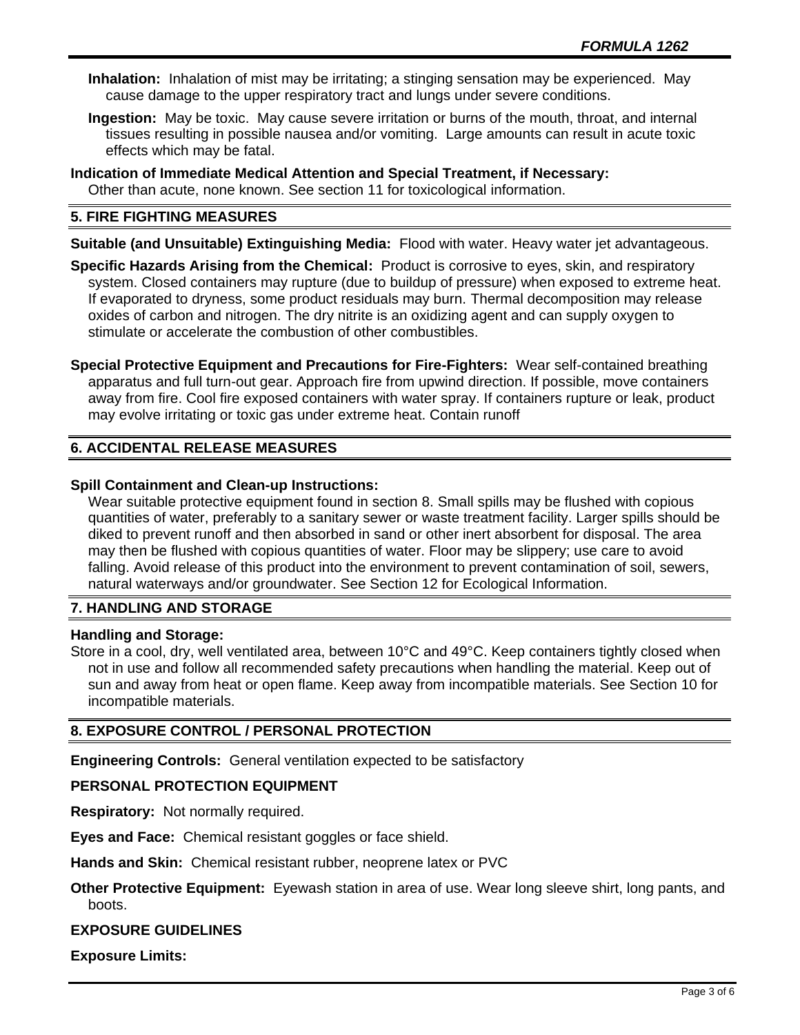**Inhalation:** Inhalation of mist may be irritating; a stinging sensation may be experienced. May cause damage to the upper respiratory tract and lungs under severe conditions.

**Ingestion:** May be toxic. May cause severe irritation or burns of the mouth, throat, and internal tissues resulting in possible nausea and/or vomiting. Large amounts can result in acute toxic effects which may be fatal.

**Indication of Immediate Medical Attention and Special Treatment, if Necessary:**
Other than acute, none known. See section 11 for toxicological information.

## 5. FIRE FIGHTING MEASURES

**Suitable (and Unsuitable) Extinguishing Media:** Flood with water. Heavy water jet advantageous.

**Specific Hazards Arising from the Chemical:** Product is corrosive to eyes, skin, and respiratory system. Closed containers may rupture (due to buildup of pressure) when exposed to extreme heat. If evaporated to dryness, some product residuals may burn. Thermal decomposition may release oxides of carbon and nitrogen. The dry nitrite is an oxidizing agent and can supply oxygen to stimulate or accelerate the combustion of other combustibles.

**Special Protective Equipment and Precautions for Fire-Fighters:** Wear self-contained breathing apparatus and full turn-out gear. Approach fire from upwind direction. If possible, move containers away from fire. Cool fire exposed containers with water spray. If containers rupture or leak, product may evolve irritating or toxic gas under extreme heat. Contain runoff

## 6. ACCIDENTAL RELEASE MEASURES

**Spill Containment and Clean-up Instructions:**
Wear suitable protective equipment found in section 8. Small spills may be flushed with copious quantities of water, preferably to a sanitary sewer or waste treatment facility. Larger spills should be diked to prevent runoff and then absorbed in sand or other inert absorbent for disposal. The area may then be flushed with copious quantities of water. Floor may be slippery; use care to avoid falling. Avoid release of this product into the environment to prevent contamination of soil, sewers, natural waterways and/or groundwater. See Section 12 for Ecological Information.

## 7. HANDLING AND STORAGE

**Handling and Storage:**
Store in a cool, dry, well ventilated area, between 10°C and 49°C. Keep containers tightly closed when not in use and follow all recommended safety precautions when handling the material. Keep out of sun and away from heat or open flame. Keep away from incompatible materials. See Section 10 for incompatible materials.

## 8. EXPOSURE CONTROL / PERSONAL PROTECTION

**Engineering Controls:** General ventilation expected to be satisfactory

**PERSONAL PROTECTION EQUIPMENT**

**Respiratory:** Not normally required.

**Eyes and Face:** Chemical resistant goggles or face shield.

**Hands and Skin:** Chemical resistant rubber, neoprene latex or PVC

**Other Protective Equipment:** Eyewash station in area of use. Wear long sleeve shirt, long pants, and boots.

**EXPOSURE GUIDELINES**

**Exposure Limits:**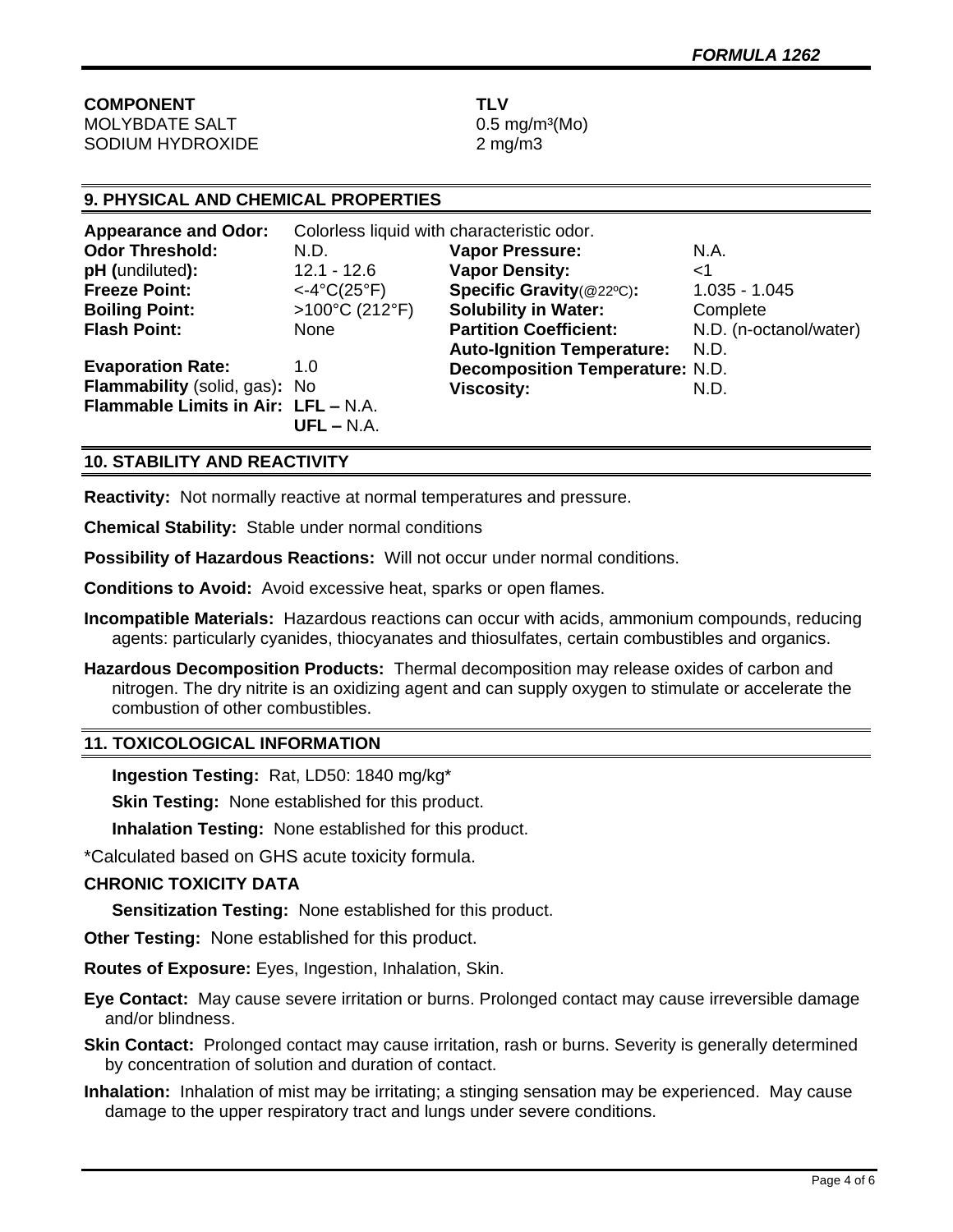| COMPONENT | TLV |
|---|---|
| MOLYBDATE SALT | 0.5 mg/m³(Mo) |
| SODIUM HYDROXIDE | 2 mg/m3 |

## 9. PHYSICAL AND CHEMICAL PROPERTIES

**Appearance and Odor:** Colorless liquid with characteristic odor.

| | | | |
|---|---|---|---|
| **Odor Threshold:** | N.D. | **Vapor Pressure:** | N.A. |
| **pH (undiluted):** | 12.1 - 12.6 | **Vapor Density:** | <1 |
| **Freeze Point:** | <-4°C(25°F) | **Specific Gravity**(@22ºC)**:** | 1.035 - 1.045 |
| **Boiling Point:** | >100°C (212°F) | **Solubility in Water:** | Complete |
| **Flash Point:** | None | **Partition Coefficient:** | N.D. (n-octanol/water) |
| | | **Auto-Ignition Temperature:** | N.D. |
| **Evaporation Rate:** | 1.0 | **Decomposition Temperature:** | N.D. |
| **Flammability** (solid, gas)**:** | No | **Viscosity:** | N.D. |
| **Flammable Limits in Air:** | **LFL –** N.A. **UFL –** N.A. | | |

## 10. STABILITY AND REACTIVITY

**Reactivity:** Not normally reactive at normal temperatures and pressure.

**Chemical Stability:** Stable under normal conditions

**Possibility of Hazardous Reactions:** Will not occur under normal conditions.

**Conditions to Avoid:** Avoid excessive heat, sparks or open flames.

**Incompatible Materials:** Hazardous reactions can occur with acids, ammonium compounds, reducing agents: particularly cyanides, thiocyanates and thiosulfates, certain combustibles and organics.

**Hazardous Decomposition Products:** Thermal decomposition may release oxides of carbon and nitrogen. The dry nitrite is an oxidizing agent and can supply oxygen to stimulate or accelerate the combustion of other combustibles.

## 11. TOXICOLOGICAL INFORMATION

**Ingestion Testing:** Rat, LD50: 1840 mg/kg*

**Skin Testing:** None established for this product.

**Inhalation Testing:** None established for this product.

*Calculated based on GHS acute toxicity formula.

**CHRONIC TOXICITY DATA**

**Sensitization Testing:** None established for this product.

**Other Testing:** None established for this product.

**Routes of Exposure:** Eyes, Ingestion, Inhalation, Skin.

**Eye Contact:** May cause severe irritation or burns. Prolonged contact may cause irreversible damage and/or blindness.

**Skin Contact:** Prolonged contact may cause irritation, rash or burns. Severity is generally determined by concentration of solution and duration of contact.

**Inhalation:** Inhalation of mist may be irritating; a stinging sensation may be experienced. May cause damage to the upper respiratory tract and lungs under severe conditions.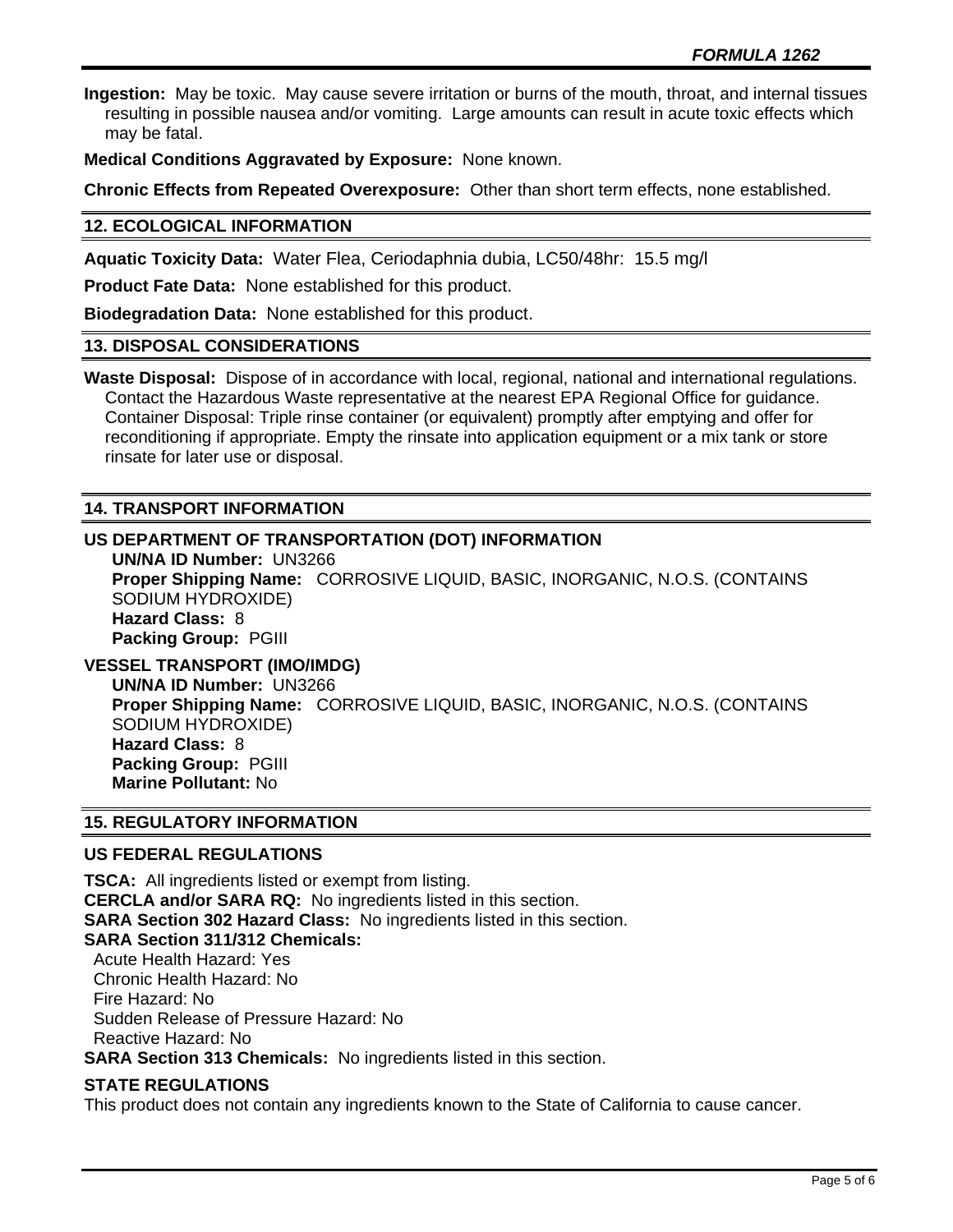**Ingestion:** May be toxic. May cause severe irritation or burns of the mouth, throat, and internal tissues resulting in possible nausea and/or vomiting. Large amounts can result in acute toxic effects which may be fatal.

**Medical Conditions Aggravated by Exposure:** None known.

**Chronic Effects from Repeated Overexposure:** Other than short term effects, none established.

## 12. ECOLOGICAL INFORMATION

**Aquatic Toxicity Data:** Water Flea, Ceriodaphnia dubia, LC50/48hr: 15.5 mg/l

**Product Fate Data:** None established for this product.

**Biodegradation Data:** None established for this product.

## 13. DISPOSAL CONSIDERATIONS

**Waste Disposal:** Dispose of in accordance with local, regional, national and international regulations. Contact the Hazardous Waste representative at the nearest EPA Regional Office for guidance. Container Disposal: Triple rinse container (or equivalent) promptly after emptying and offer for reconditioning if appropriate. Empty the rinsate into application equipment or a mix tank or store rinsate for later use or disposal.

## 14. TRANSPORT INFORMATION

### US DEPARTMENT OF TRANSPORTATION (DOT) INFORMATION

**UN/NA ID Number:** UN3266
**Proper Shipping Name:** CORROSIVE LIQUID, BASIC, INORGANIC, N.O.S. (CONTAINS SODIUM HYDROXIDE)
**Hazard Class:** 8
**Packing Group:** PGIII

### VESSEL TRANSPORT (IMO/IMDG)

**UN/NA ID Number:** UN3266
**Proper Shipping Name:** CORROSIVE LIQUID, BASIC, INORGANIC, N.O.S. (CONTAINS SODIUM HYDROXIDE)
**Hazard Class:** 8
**Packing Group:** PGIII
**Marine Pollutant:** No

## 15. REGULATORY INFORMATION

### US FEDERAL REGULATIONS

**TSCA:** All ingredients listed or exempt from listing.
**CERCLA and/or SARA RQ:** No ingredients listed in this section.
**SARA Section 302 Hazard Class:** No ingredients listed in this section.
**SARA Section 311/312 Chemicals:**
Acute Health Hazard: Yes
Chronic Health Hazard: No
Fire Hazard: No
Sudden Release of Pressure Hazard: No
Reactive Hazard: No
**SARA Section 313 Chemicals:** No ingredients listed in this section.

### STATE REGULATIONS

This product does not contain any ingredients known to the State of California to cause cancer.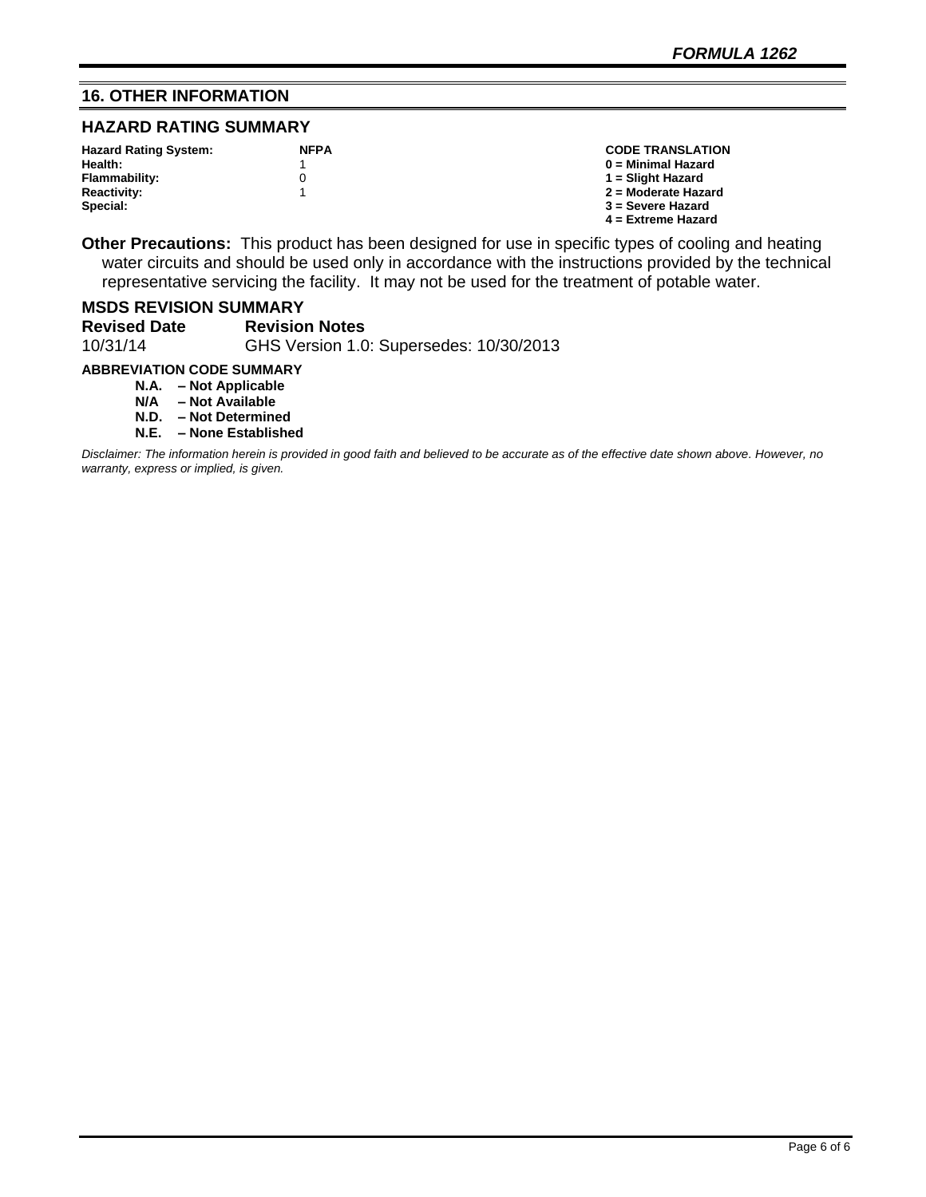## 16. OTHER INFORMATION

### HAZARD RATING SUMMARY

| Hazard Rating System: | NFPA | CODE TRANSLATION |
|---|---|---|
| Health: | 1 | 0 = Minimal Hazard |
| Flammability: | 0 | 1 = Slight Hazard |
| Reactivity: | 1 | 2 = Moderate Hazard |
| Special: | | 3 = Severe Hazard |
| | | 4 = Extreme Hazard |

**Other Precautions:** This product has been designed for use in specific types of cooling and heating water circuits and should be used only in accordance with the instructions provided by the technical representative servicing the facility. It may not be used for the treatment of potable water.

### MSDS REVISION SUMMARY

| Revised Date | Revision Notes |
|---|---|
| 10/31/14 | GHS Version 1.0: Supersedes: 10/30/2013 |

**ABBREVIATION CODE SUMMARY**

- **N.A. – Not Applicable**
- **N/A – Not Available**
- **N.D. – Not Determined**
- **N.E. – None Established**

*Disclaimer: The information herein is provided in good faith and believed to be accurate as of the effective date shown above. However, no warranty, express or implied, is given.*